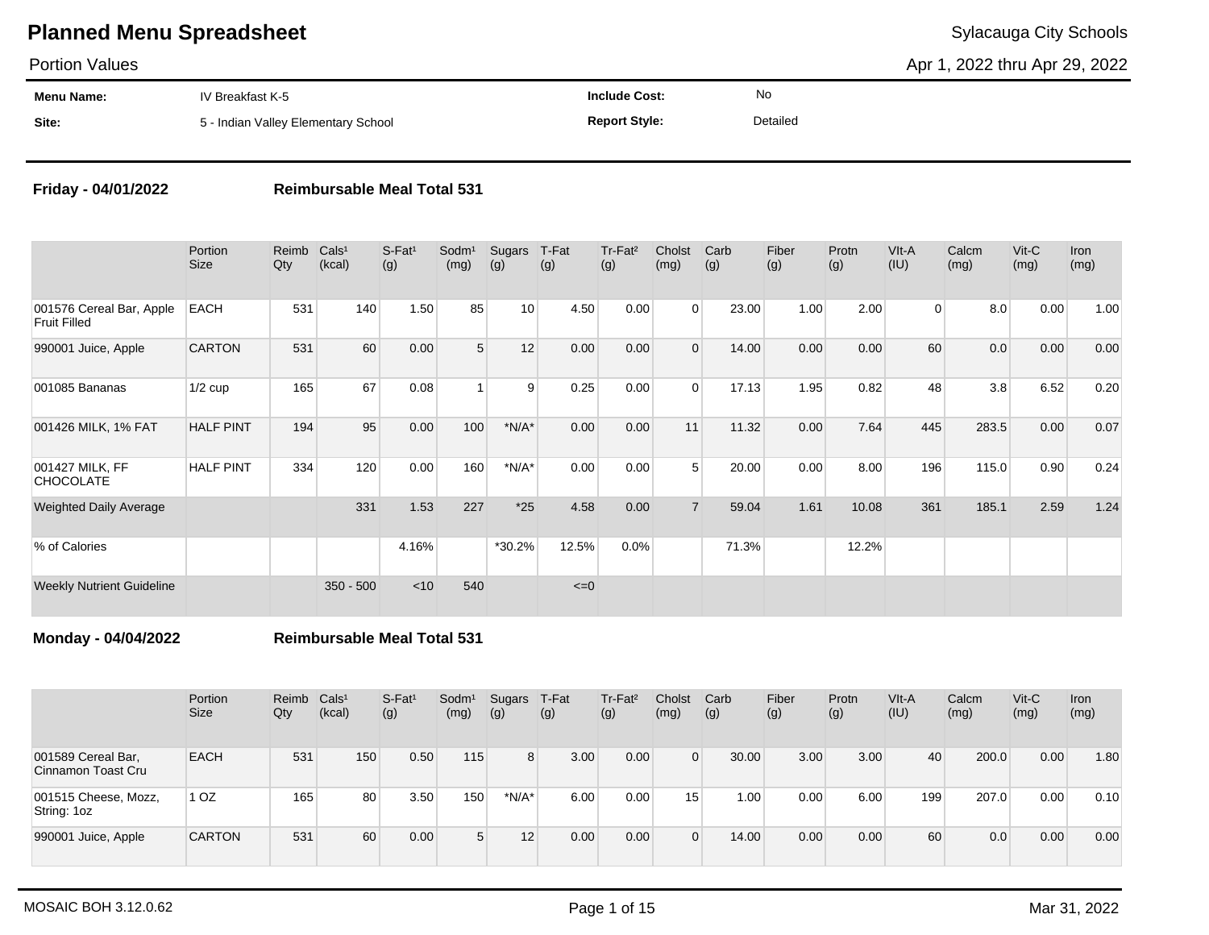# Planned Menu Spreadsheet

Sylacauga City Schools

Portion Values

Apr 1, 2022 thru Apr 29, 2022

| | | | |
|---|---|---|---|
| **Menu Name:** | IV Breakfast K-5 | **Include Cost:** | No |
| **Site:** | 5 - Indian Valley Elementary School | **Report Style:** | Detailed |

**Friday - 04/01/2022** **Reimbursable Meal Total 531**

| | Portion Size | Reimb Qty | Cals¹ (kcal) | S-Fat¹ (g) | Sodm¹ (mg) | Sugars (g) | T-Fat (g) | Tr-Fat² (g) | Cholst (mg) | Carb (g) | Fiber (g) | Protn (g) | VIt-A (IU) | Calcm (mg) | Vit-C (mg) | Iron (mg) |
|---|---|---|---|---|---|---|---|---|---|---|---|---|---|---|---|---|
| 001576 Cereal Bar, Apple Fruit Filled | EACH | 531 | 140 | 1.50 | 85 | 10 | 4.50 | 0.00 | 0 | 23.00 | 1.00 | 2.00 | 0 | 8.0 | 0.00 | 1.00 |
| 990001 Juice, Apple | CARTON | 531 | 60 | 0.00 | 5 | 12 | 0.00 | 0.00 | 0 | 14.00 | 0.00 | 0.00 | 60 | 0.0 | 0.00 | 0.00 |
| 001085 Bananas | 1/2 cup | 165 | 67 | 0.08 | 1 | 9 | 0.25 | 0.00 | 0 | 17.13 | 1.95 | 0.82 | 48 | 3.8 | 6.52 | 0.20 |
| 001426 MILK, 1% FAT | HALF PINT | 194 | 95 | 0.00 | 100 | *N/A* | 0.00 | 0.00 | 11 | 11.32 | 0.00 | 7.64 | 445 | 283.5 | 0.00 | 0.07 |
| 001427 MILK, FF CHOCOLATE | HALF PINT | 334 | 120 | 0.00 | 160 | *N/A* | 0.00 | 0.00 | 5 | 20.00 | 0.00 | 8.00 | 196 | 115.0 | 0.90 | 0.24 |
| Weighted Daily Average | | | 331 | 1.53 | 227 | *25 | 4.58 | 0.00 | 7 | 59.04 | 1.61 | 10.08 | 361 | 185.1 | 2.59 | 1.24 |
| % of Calories | | | | 4.16% | | *30.2% | 12.5% | 0.0% | | 71.3% | | 12.2% | | | | |
| Weekly Nutrient Guideline | | | 350 - 500 | <10 | 540 | | <=0 | | | | | | | | | |

**Monday - 04/04/2022** **Reimbursable Meal Total 531**

| | Portion Size | Reimb Qty | Cals¹ (kcal) | S-Fat¹ (g) | Sodm¹ (mg) | Sugars (g) | T-Fat (g) | Tr-Fat² (g) | Cholst (mg) | Carb (g) | Fiber (g) | Protn (g) | VIt-A (IU) | Calcm (mg) | Vit-C (mg) | Iron (mg) |
|---|---|---|---|---|---|---|---|---|---|---|---|---|---|---|---|---|
| 001589 Cereal Bar, Cinnamon Toast Cru | EACH | 531 | 150 | 0.50 | 115 | 8 | 3.00 | 0.00 | 0 | 30.00 | 3.00 | 3.00 | 40 | 200.0 | 0.00 | 1.80 |
| 001515 Cheese, Mozz, String: 1oz | 1 OZ | 165 | 80 | 3.50 | 150 | *N/A* | 6.00 | 0.00 | 15 | 1.00 | 0.00 | 6.00 | 199 | 207.0 | 0.00 | 0.10 |
| 990001 Juice, Apple | CARTON | 531 | 60 | 0.00 | 5 | 12 | 0.00 | 0.00 | 0 | 14.00 | 0.00 | 0.00 | 60 | 0.0 | 0.00 | 0.00 |

MOSAIC BOH 3.12.0.62 Mar 31, 2022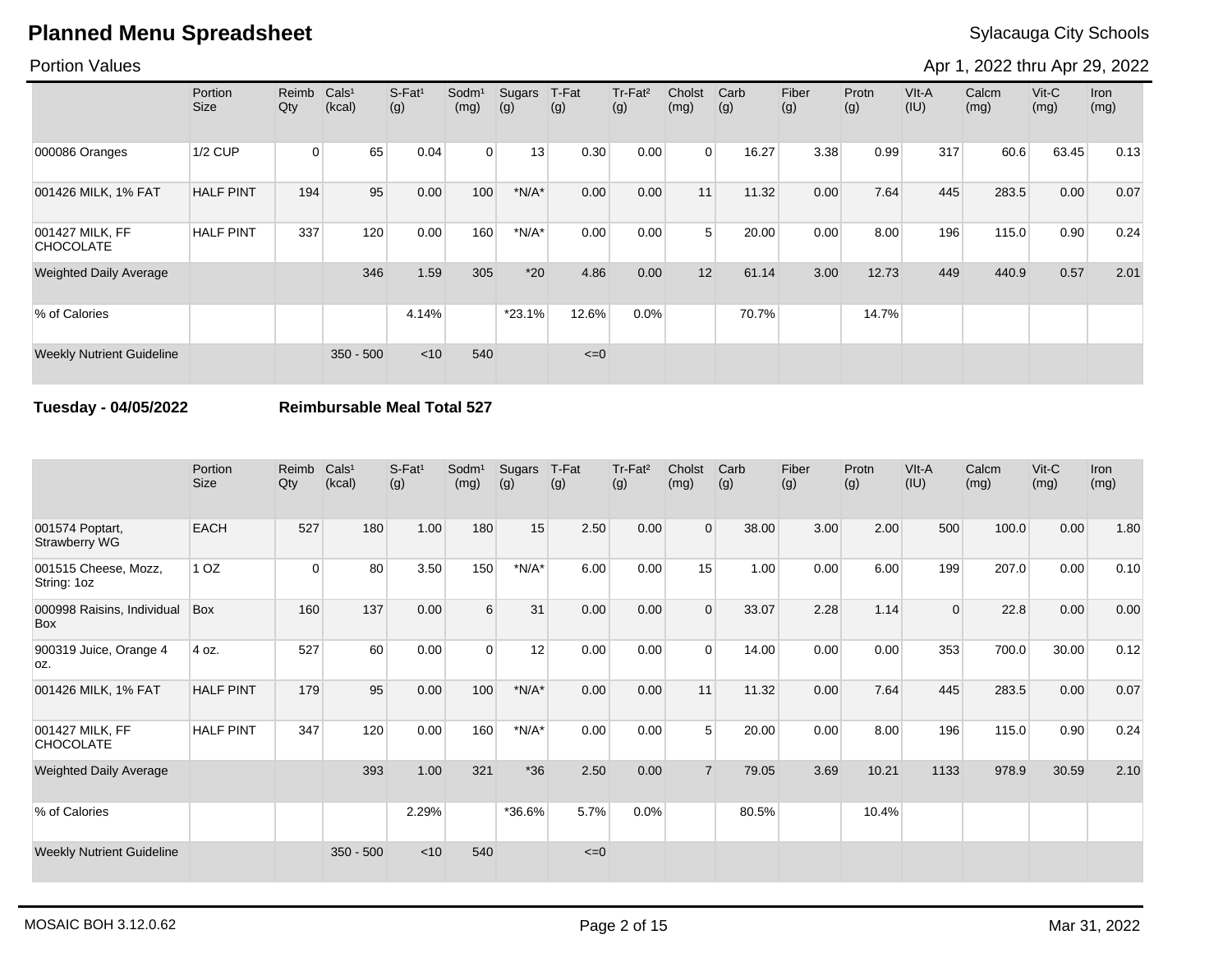## Planned Menu Spreadsheet

Sylacauga City Schools

Portion Values

Apr 1, 2022 thru Apr 29, 2022

| | Portion Size | Reimb Qty | Cals¹ (kcal) | S-Fat¹ (g) | Sodm¹ (mg) | Sugars (g) | T-Fat (g) | Tr-Fat² (g) | Cholst (mg) | Carb (g) | Fiber (g) | Protn (g) | Vlt-A (IU) | Calcm (mg) | Vit-C (mg) | Iron (mg) |
|---|---|---|---|---|---|---|---|---|---|---|---|---|---|---|---|---|
| 000086 Oranges | 1/2 CUP | 0 | 65 | 0.04 | 0 | 13 | 0.30 | 0.00 | 0 | 16.27 | 3.38 | 0.99 | 317 | 60.6 | 63.45 | 0.13 |
| 001426 MILK, 1% FAT | HALF PINT | 194 | 95 | 0.00 | 100 | *N/A* | 0.00 | 0.00 | 11 | 11.32 | 0.00 | 7.64 | 445 | 283.5 | 0.00 | 0.07 |
| 001427 MILK, FF CHOCOLATE | HALF PINT | 337 | 120 | 0.00 | 160 | *N/A* | 0.00 | 0.00 | 5 | 20.00 | 0.00 | 8.00 | 196 | 115.0 | 0.90 | 0.24 |
| Weighted Daily Average | | | 346 | 1.59 | 305 | *20 | 4.86 | 0.00 | 12 | 61.14 | 3.00 | 12.73 | 449 | 440.9 | 0.57 | 2.01 |
| % of Calories | | | | 4.14% | | *23.1% | 12.6% | 0.0% | | 70.7% | | 14.7% | | | | |
| Weekly Nutrient Guideline | | | 350 - 500 | <10 | 540 | | <=0 | | | | | | | | | |

**Tuesday - 04/05/2022** **Reimbursable Meal Total 527**

| | Portion Size | Reimb Qty | Cals¹ (kcal) | S-Fat¹ (g) | Sodm¹ (mg) | Sugars (g) | T-Fat (g) | Tr-Fat² (g) | Cholst (mg) | Carb (g) | Fiber (g) | Protn (g) | Vlt-A (IU) | Calcm (mg) | Vit-C (mg) | Iron (mg) |
|---|---|---|---|---|---|---|---|---|---|---|---|---|---|---|---|---|
| 001574 Poptart, Strawberry WG | EACH | 527 | 180 | 1.00 | 180 | 15 | 2.50 | 0.00 | 0 | 38.00 | 3.00 | 2.00 | 500 | 100.0 | 0.00 | 1.80 |
| 001515 Cheese, Mozz, String: 1oz | 1 OZ | 0 | 80 | 3.50 | 150 | *N/A* | 6.00 | 0.00 | 15 | 1.00 | 0.00 | 6.00 | 199 | 207.0 | 0.00 | 0.10 |
| 000998 Raisins, Individual Box | Box | 160 | 137 | 0.00 | 6 | 31 | 0.00 | 0.00 | 0 | 33.07 | 2.28 | 1.14 | 0 | 22.8 | 0.00 | 0.00 |
| 900319 Juice, Orange 4 oz. | 4 oz. | 527 | 60 | 0.00 | 0 | 12 | 0.00 | 0.00 | 0 | 14.00 | 0.00 | 0.00 | 353 | 700.0 | 30.00 | 0.12 |
| 001426 MILK, 1% FAT | HALF PINT | 179 | 95 | 0.00 | 100 | *N/A* | 0.00 | 0.00 | 11 | 11.32 | 0.00 | 7.64 | 445 | 283.5 | 0.00 | 0.07 |
| 001427 MILK, FF CHOCOLATE | HALF PINT | 347 | 120 | 0.00 | 160 | *N/A* | 0.00 | 0.00 | 5 | 20.00 | 0.00 | 8.00 | 196 | 115.0 | 0.90 | 0.24 |
| Weighted Daily Average | | | 393 | 1.00 | 321 | *36 | 2.50 | 0.00 | 7 | 79.05 | 3.69 | 10.21 | 1133 | 978.9 | 30.59 | 2.10 |
| % of Calories | | | | 2.29% | | *36.6% | 5.7% | 0.0% | | 80.5% | | 10.4% | | | | |
| Weekly Nutrient Guideline | | | 350 - 500 | <10 | 540 | | <=0 | | | | | | | | | |

MOSAIC BOH 3.12.0.62

Mar 31, 2022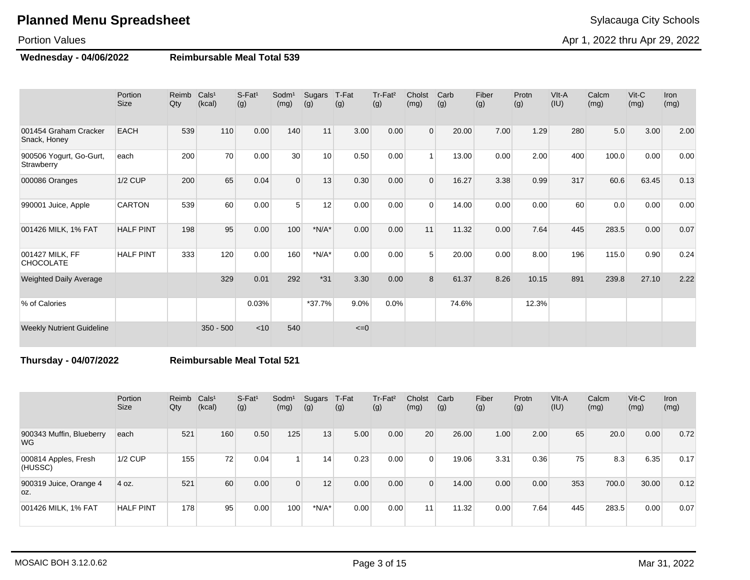# Planned Menu Spreadsheet

Sylacauga City Schools

Portion Values

Apr 1, 2022 thru Apr 29, 2022

**Wednesday - 04/06/2022** **Reimbursable Meal Total 539**

| | Portion Size | Reimb Qty | Cals[1] (kcal) | S-Fat[1] (g) | Sodm[1] (mg) | Sugars (g) | T-Fat (g) | Tr-Fat[2] (g) | Cholst (mg) | Carb (g) | Fiber (g) | Protn (g) | VIt-A (IU) | Calcm (mg) | Vit-C (mg) | Iron (mg) |
|---|---|---|---|---|---|---|---|---|---|---|---|---|---|---|---|---|
| 001454 Graham Cracker Snack, Honey | EACH | 539 | 110 | 0.00 | 140 | 11 | 3.00 | 0.00 | 0 | 20.00 | 7.00 | 1.29 | 280 | 5.0 | 3.00 | 2.00 |
| 900506 Yogurt, Go-Gurt, Strawberry | each | 200 | 70 | 0.00 | 30 | 10 | 0.50 | 0.00 | 1 | 13.00 | 0.00 | 2.00 | 400 | 100.0 | 0.00 | 0.00 |
| 000086 Oranges | 1/2 CUP | 200 | 65 | 0.04 | 0 | 13 | 0.30 | 0.00 | 0 | 16.27 | 3.38 | 0.99 | 317 | 60.6 | 63.45 | 0.13 |
| 990001 Juice, Apple | CARTON | 539 | 60 | 0.00 | 5 | 12 | 0.00 | 0.00 | 0 | 14.00 | 0.00 | 0.00 | 60 | 0.0 | 0.00 | 0.00 |
| 001426 MILK, 1% FAT | HALF PINT | 198 | 95 | 0.00 | 100 | *N/A* | 0.00 | 0.00 | 11 | 11.32 | 0.00 | 7.64 | 445 | 283.5 | 0.00 | 0.07 |
| 001427 MILK, FF CHOCOLATE | HALF PINT | 333 | 120 | 0.00 | 160 | *N/A* | 0.00 | 0.00 | 5 | 20.00 | 0.00 | 8.00 | 196 | 115.0 | 0.90 | 0.24 |
| Weighted Daily Average | | | 329 | 0.01 | 292 | *31 | 3.30 | 0.00 | 8 | 61.37 | 8.26 | 10.15 | 891 | 239.8 | 27.10 | 2.22 |
| % of Calories | | | | 0.03% | | *37.7% | 9.0% | 0.0% | | 74.6% | | 12.3% | | | | |
| Weekly Nutrient Guideline | | | 350 - 500 | <10 | 540 | | <=0 | | | | | | | | | |

**Thursday - 04/07/2022** **Reimbursable Meal Total 521**

| | Portion Size | Reimb Qty | Cals[1] (kcal) | S-Fat[1] (g) | Sodm[1] (mg) | Sugars (g) | T-Fat (g) | Tr-Fat[2] (g) | Cholst (mg) | Carb (g) | Fiber (g) | Protn (g) | VIt-A (IU) | Calcm (mg) | Vit-C (mg) | Iron (mg) |
|---|---|---|---|---|---|---|---|---|---|---|---|---|---|---|---|---|
| 900343 Muffin, Blueberry WG | each | 521 | 160 | 0.50 | 125 | 13 | 5.00 | 0.00 | 20 | 26.00 | 1.00 | 2.00 | 65 | 20.0 | 0.00 | 0.72 |
| 000814 Apples, Fresh (HUSSC) | 1/2 CUP | 155 | 72 | 0.04 | 1 | 14 | 0.23 | 0.00 | 0 | 19.06 | 3.31 | 0.36 | 75 | 8.3 | 6.35 | 0.17 |
| 900319 Juice, Orange 4 oz. | 4 oz. | 521 | 60 | 0.00 | 0 | 12 | 0.00 | 0.00 | 0 | 14.00 | 0.00 | 0.00 | 353 | 700.0 | 30.00 | 0.12 |
| 001426 MILK, 1% FAT | HALF PINT | 178 | 95 | 0.00 | 100 | *N/A* | 0.00 | 0.00 | 11 | 11.32 | 0.00 | 7.64 | 445 | 283.5 | 0.00 | 0.07 |

MOSAIC BOH 3.12.0.62

Mar 31, 2022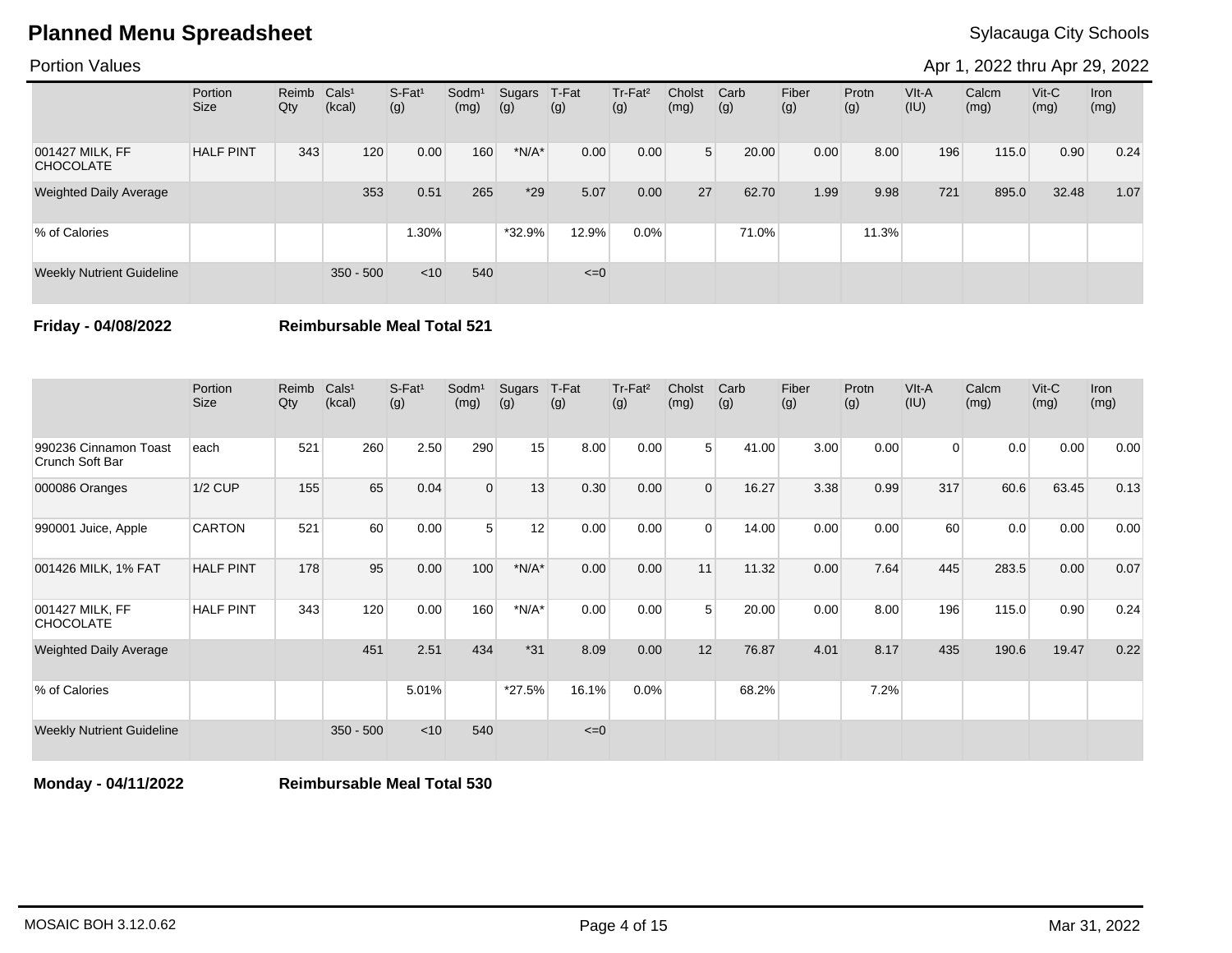# Planned Menu Spreadsheet

Sylacauga City Schools

Portion Values

Apr 1, 2022 thru Apr 29, 2022

| | Portion Size | Reimb Qty | Cals[1] (kcal) | S-Fat[1] (g) | Sodm[1] (mg) | Sugars (g) | T-Fat (g) | Tr-Fat[2] (g) | Cholst (mg) | Carb (g) | Fiber (g) | Protn (g) | VIt-A (IU) | Calcm (mg) | Vit-C (mg) | Iron (mg) |
|---|---|---|---|---|---|---|---|---|---|---|---|---|---|---|---|---|
| 001427 MILK, FF CHOCOLATE | HALF PINT | 343 | 120 | 0.00 | 160 | *N/A* | 0.00 | 0.00 | 5 | 20.00 | 0.00 | 8.00 | 196 | 115.0 | 0.90 | 0.24 |
| Weighted Daily Average | | | 353 | 0.51 | 265 | *29 | 5.07 | 0.00 | 27 | 62.70 | 1.99 | 9.98 | 721 | 895.0 | 32.48 | 1.07 |
| % of Calories | | | | 1.30% | | *32.9% | 12.9% | 0.0% | | 71.0% | | 11.3% | | | | |
| Weekly Nutrient Guideline | | | 350 - 500 | <10 | 540 | | <=0 | | | | | | | | | |

**Friday - 04/08/2022** **Reimbursable Meal Total 521**

| | Portion Size | Reimb Qty | Cals[1] (kcal) | S-Fat[1] (g) | Sodm[1] (mg) | Sugars (g) | T-Fat (g) | Tr-Fat[2] (g) | Cholst (mg) | Carb (g) | Fiber (g) | Protn (g) | VIt-A (IU) | Calcm (mg) | Vit-C (mg) | Iron (mg) |
|---|---|---|---|---|---|---|---|---|---|---|---|---|---|---|---|---|
| 990236 Cinnamon Toast Crunch Soft Bar | each | 521 | 260 | 2.50 | 290 | 15 | 8.00 | 0.00 | 5 | 41.00 | 3.00 | 0.00 | 0 | 0.0 | 0.00 | 0.00 |
| 000086 Oranges | 1/2 CUP | 155 | 65 | 0.04 | 0 | 13 | 0.30 | 0.00 | 0 | 16.27 | 3.38 | 0.99 | 317 | 60.6 | 63.45 | 0.13 |
| 990001 Juice, Apple | CARTON | 521 | 60 | 0.00 | 5 | 12 | 0.00 | 0.00 | 0 | 14.00 | 0.00 | 0.00 | 60 | 0.0 | 0.00 | 0.00 |
| 001426 MILK, 1% FAT | HALF PINT | 178 | 95 | 0.00 | 100 | *N/A* | 0.00 | 0.00 | 11 | 11.32 | 0.00 | 7.64 | 445 | 283.5 | 0.00 | 0.07 |
| 001427 MILK, FF CHOCOLATE | HALF PINT | 343 | 120 | 0.00 | 160 | *N/A* | 0.00 | 0.00 | 5 | 20.00 | 0.00 | 8.00 | 196 | 115.0 | 0.90 | 0.24 |
| Weighted Daily Average | | | 451 | 2.51 | 434 | *31 | 8.09 | 0.00 | 12 | 76.87 | 4.01 | 8.17 | 435 | 190.6 | 19.47 | 0.22 |
| % of Calories | | | | 5.01% | | *27.5% | 16.1% | 0.0% | | 68.2% | | 7.2% | | | | |
| Weekly Nutrient Guideline | | | 350 - 500 | <10 | 540 | | <=0 | | | | | | | | | |

**Monday - 04/11/2022** **Reimbursable Meal Total 530**

MOSAIC BOH 3.12.0.62

Mar 31, 2022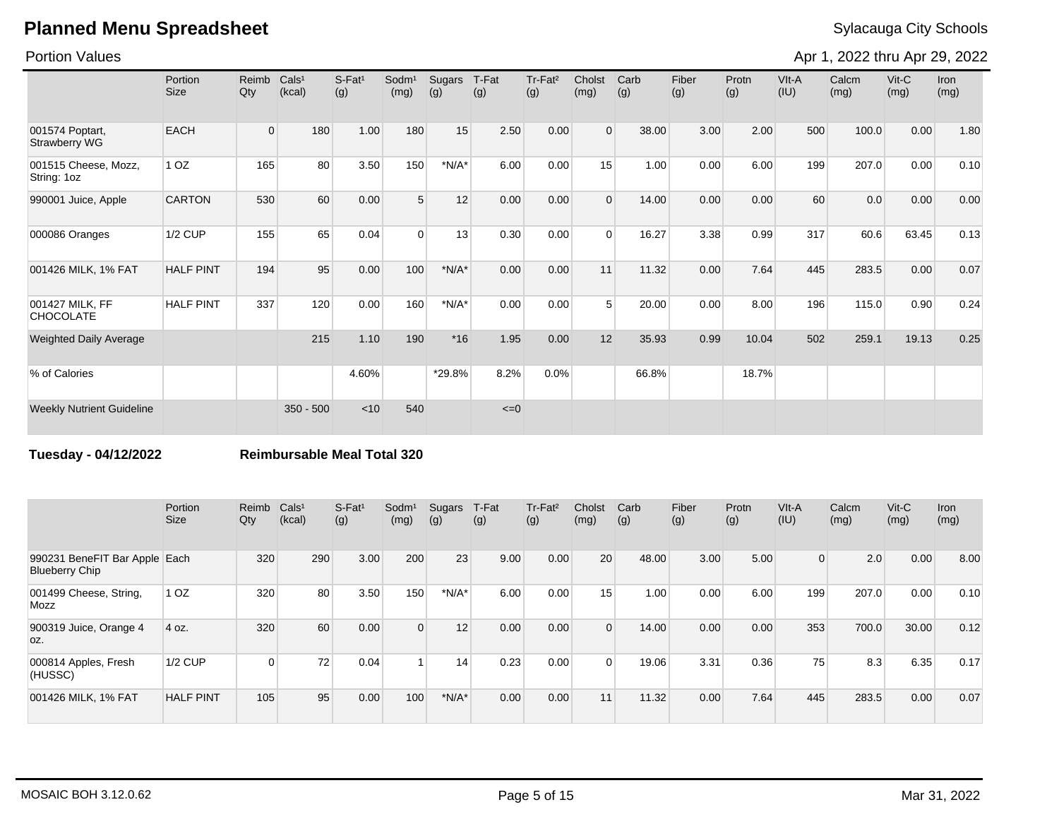# Planned Menu Spreadsheet

Sylacauga City Schools

Portion Values

Apr 1, 2022 thru Apr 29, 2022

| | Portion Size | Reimb Qty | Cals¹ (kcal) | S-Fat¹ (g) | Sodm¹ (mg) | Sugars (g) | T-Fat (g) | Tr-Fat² (g) | Cholst (mg) | Carb (g) | Fiber (g) | Protn (g) | VIt-A (IU) | Calcm (mg) | Vit-C (mg) | Iron (mg) |
|---|---|---|---|---|---|---|---|---|---|---|---|---|---|---|---|---|
| 001574 Poptart, Strawberry WG | EACH | 0 | 180 | 1.00 | 180 | 15 | 2.50 | 0.00 | 0 | 38.00 | 3.00 | 2.00 | 500 | 100.0 | 0.00 | 1.80 |
| 001515 Cheese, Mozz, String: 1oz | 1 OZ | 165 | 80 | 3.50 | 150 | *N/A* | 6.00 | 0.00 | 15 | 1.00 | 0.00 | 6.00 | 199 | 207.0 | 0.00 | 0.10 |
| 990001 Juice, Apple | CARTON | 530 | 60 | 0.00 | 5 | 12 | 0.00 | 0.00 | 0 | 14.00 | 0.00 | 0.00 | 60 | 0.0 | 0.00 | 0.00 |
| 000086 Oranges | 1/2 CUP | 155 | 65 | 0.04 | 0 | 13 | 0.30 | 0.00 | 0 | 16.27 | 3.38 | 0.99 | 317 | 60.6 | 63.45 | 0.13 |
| 001426 MILK, 1% FAT | HALF PINT | 194 | 95 | 0.00 | 100 | *N/A* | 0.00 | 0.00 | 11 | 11.32 | 0.00 | 7.64 | 445 | 283.5 | 0.00 | 0.07 |
| 001427 MILK, FF CHOCOLATE | HALF PINT | 337 | 120 | 0.00 | 160 | *N/A* | 0.00 | 0.00 | 5 | 20.00 | 0.00 | 8.00 | 196 | 115.0 | 0.90 | 0.24 |
| Weighted Daily Average | | | 215 | 1.10 | 190 | *16 | 1.95 | 0.00 | 12 | 35.93 | 0.99 | 10.04 | 502 | 259.1 | 19.13 | 0.25 |
| % of Calories | | | | 4.60% | | *29.8% | 8.2% | 0.0% | | 66.8% | | 18.7% | | | | |
| Weekly Nutrient Guideline | | | 350 - 500 | <10 | 540 | | <=0 | | | | | | | | | |

**Tuesday - 04/12/2022** **Reimbursable Meal Total 320**

| | Portion Size | Reimb Qty | Cals¹ (kcal) | S-Fat¹ (g) | Sodm¹ (mg) | Sugars (g) | T-Fat (g) | Tr-Fat² (g) | Cholst (mg) | Carb (g) | Fiber (g) | Protn (g) | VIt-A (IU) | Calcm (mg) | Vit-C (mg) | Iron (mg) |
|---|---|---|---|---|---|---|---|---|---|---|---|---|---|---|---|---|
| 990231 BeneFIT Bar Apple Blueberry Chip | Each | 320 | 290 | 3.00 | 200 | 23 | 9.00 | 0.00 | 20 | 48.00 | 3.00 | 5.00 | 0 | 2.0 | 0.00 | 8.00 |
| 001499 Cheese, String, Mozz | 1 OZ | 320 | 80 | 3.50 | 150 | *N/A* | 6.00 | 0.00 | 15 | 1.00 | 0.00 | 6.00 | 199 | 207.0 | 0.00 | 0.10 |
| 900319 Juice, Orange 4 oz. | 4 oz. | 320 | 60 | 0.00 | 0 | 12 | 0.00 | 0.00 | 0 | 14.00 | 0.00 | 0.00 | 353 | 700.0 | 30.00 | 0.12 |
| 000814 Apples, Fresh (HUSSC) | 1/2 CUP | 0 | 72 | 0.04 | 1 | 14 | 0.23 | 0.00 | 0 | 19.06 | 3.31 | 0.36 | 75 | 8.3 | 6.35 | 0.17 |
| 001426 MILK, 1% FAT | HALF PINT | 105 | 95 | 0.00 | 100 | *N/A* | 0.00 | 0.00 | 11 | 11.32 | 0.00 | 7.64 | 445 | 283.5 | 0.00 | 0.07 |

MOSAIC BOH 3.12.0.62 Mar 31, 2022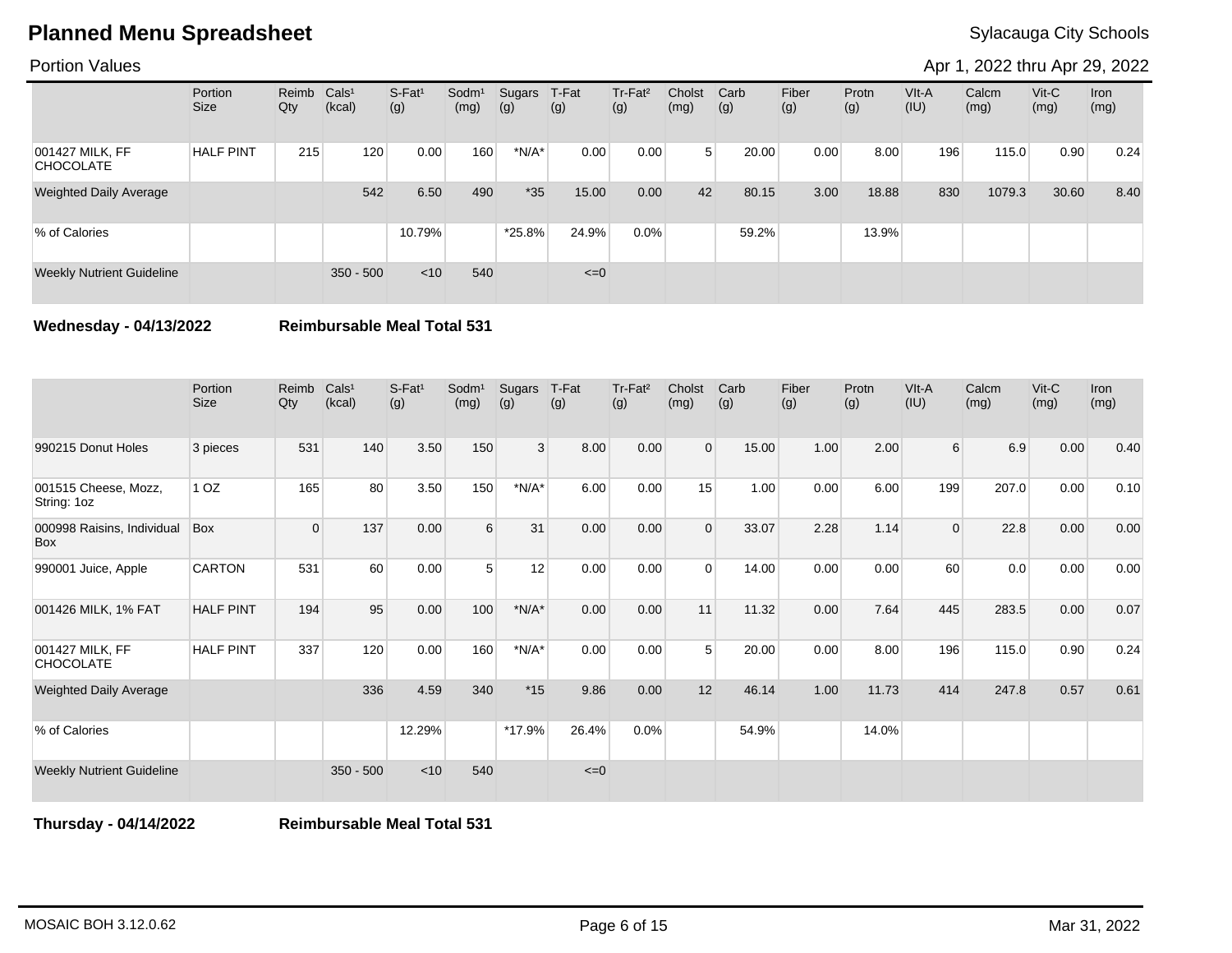# Planned Menu Spreadsheet

Sylacauga City Schools

Portion Values

Apr 1, 2022 thru Apr 29, 2022

| | Portion Size | Reimb Qty | Cals[1] (kcal) | S-Fat[1] (g) | Sodm[1] (mg) | Sugars (g) | T-Fat (g) | Tr-Fat[2] (g) | Cholst (mg) | Carb (g) | Fiber (g) | Protn (g) | VIt-A (IU) | Calcm (mg) | Vit-C (mg) | Iron (mg) |
|---|---|---|---|---|---|---|---|---|---|---|---|---|---|---|---|---|
| 001427 MILK, FF CHOCOLATE | HALF PINT | 215 | 120 | 0.00 | 160 | *N/A* | 0.00 | 0.00 | 5 | 20.00 | 0.00 | 8.00 | 196 | 115.0 | 0.90 | 0.24 |
| Weighted Daily Average | | | 542 | 6.50 | 490 | *35 | 15.00 | 0.00 | 42 | 80.15 | 3.00 | 18.88 | 830 | 1079.3 | 30.60 | 8.40 |
| % of Calories | | | | 10.79% | | *25.8% | 24.9% | 0.0% | | 59.2% | | 13.9% | | | | |
| Weekly Nutrient Guideline | | | 350 - 500 | <10 | 540 | | <=0 | | | | | | | | | |

**Wednesday - 04/13/2022** **Reimbursable Meal Total 531**

| | Portion Size | Reimb Qty | Cals[1] (kcal) | S-Fat[1] (g) | Sodm[1] (mg) | Sugars (g) | T-Fat (g) | Tr-Fat[2] (g) | Cholst (mg) | Carb (g) | Fiber (g) | Protn (g) | VIt-A (IU) | Calcm (mg) | Vit-C (mg) | Iron (mg) |
|---|---|---|---|---|---|---|---|---|---|---|---|---|---|---|---|---|
| 990215 Donut Holes | 3 pieces | 531 | 140 | 3.50 | 150 | 3 | 8.00 | 0.00 | 0 | 15.00 | 1.00 | 2.00 | 6 | 6.9 | 0.00 | 0.40 |
| 001515 Cheese, Mozz, String: 1oz | 1 OZ | 165 | 80 | 3.50 | 150 | *N/A* | 6.00 | 0.00 | 15 | 1.00 | 0.00 | 6.00 | 199 | 207.0 | 0.00 | 0.10 |
| 000998 Raisins, Individual Box | Box | 0 | 137 | 0.00 | 6 | 31 | 0.00 | 0.00 | 0 | 33.07 | 2.28 | 1.14 | 0 | 22.8 | 0.00 | 0.00 |
| 990001 Juice, Apple | CARTON | 531 | 60 | 0.00 | 5 | 12 | 0.00 | 0.00 | 0 | 14.00 | 0.00 | 0.00 | 60 | 0.0 | 0.00 | 0.00 |
| 001426 MILK, 1% FAT | HALF PINT | 194 | 95 | 0.00 | 100 | *N/A* | 0.00 | 0.00 | 11 | 11.32 | 0.00 | 7.64 | 445 | 283.5 | 0.00 | 0.07 |
| 001427 MILK, FF CHOCOLATE | HALF PINT | 337 | 120 | 0.00 | 160 | *N/A* | 0.00 | 0.00 | 5 | 20.00 | 0.00 | 8.00 | 196 | 115.0 | 0.90 | 0.24 |
| Weighted Daily Average | | | 336 | 4.59 | 340 | *15 | 9.86 | 0.00 | 12 | 46.14 | 1.00 | 11.73 | 414 | 247.8 | 0.57 | 0.61 |
| % of Calories | | | | 12.29% | | *17.9% | 26.4% | 0.0% | | 54.9% | | 14.0% | | | | |
| Weekly Nutrient Guideline | | | 350 - 500 | <10 | 540 | | <=0 | | | | | | | | | |

**Thursday - 04/14/2022** **Reimbursable Meal Total 531**

MOSAIC BOH 3.12.0.62

Mar 31, 2022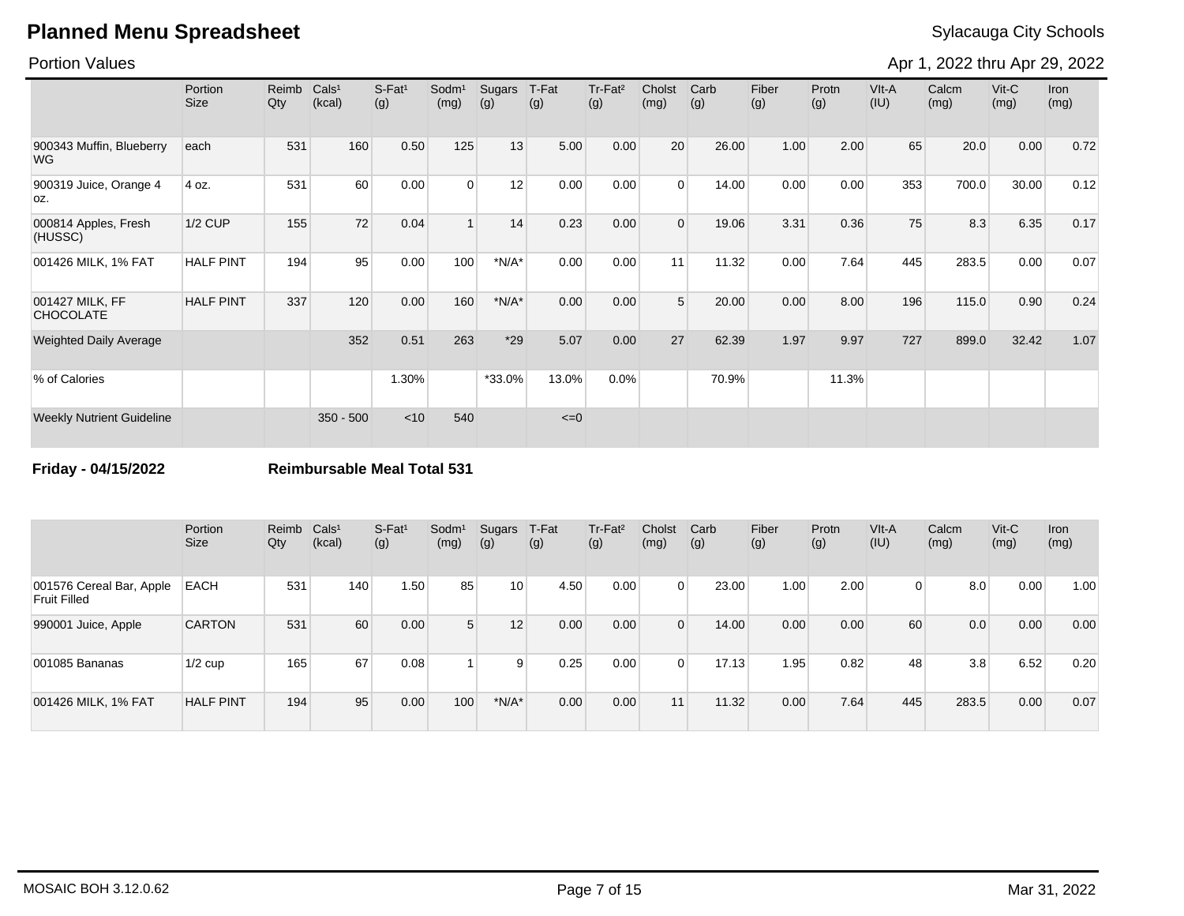# Planned Menu Spreadsheet

Sylacauga City Schools

Portion Values

Apr 1, 2022 thru Apr 29, 2022

| | Portion Size | Reimb Qty | Cals[1] (kcal) | S-Fat[1] (g) | Sodm[1] (mg) | Sugars (g) | T-Fat (g) | Tr-Fat[2] (g) | Cholst (mg) | Carb (g) | Fiber (g) | Protn (g) | VIt-A (IU) | Calcm (mg) | Vit-C (mg) | Iron (mg) |
|---|---|---|---|---|---|---|---|---|---|---|---|---|---|---|---|---|
| 900343 Muffin, Blueberry WG | each | 531 | 160 | 0.50 | 125 | 13 | 5.00 | 0.00 | 20 | 26.00 | 1.00 | 2.00 | 65 | 20.0 | 0.00 | 0.72 |
| 900319 Juice, Orange 4 oz. | 4 oz. | 531 | 60 | 0.00 | 0 | 12 | 0.00 | 0.00 | 0 | 14.00 | 0.00 | 0.00 | 353 | 700.0 | 30.00 | 0.12 |
| 000814 Apples, Fresh (HUSSC) | 1/2 CUP | 155 | 72 | 0.04 | 1 | 14 | 0.23 | 0.00 | 0 | 19.06 | 3.31 | 0.36 | 75 | 8.3 | 6.35 | 0.17 |
| 001426 MILK, 1% FAT | HALF PINT | 194 | 95 | 0.00 | 100 | *N/A* | 0.00 | 0.00 | 11 | 11.32 | 0.00 | 7.64 | 445 | 283.5 | 0.00 | 0.07 |
| 001427 MILK, FF CHOCOLATE | HALF PINT | 337 | 120 | 0.00 | 160 | *N/A* | 0.00 | 0.00 | 5 | 20.00 | 0.00 | 8.00 | 196 | 115.0 | 0.90 | 0.24 |
| Weighted Daily Average | | | 352 | 0.51 | 263 | *29 | 5.07 | 0.00 | 27 | 62.39 | 1.97 | 9.97 | 727 | 899.0 | 32.42 | 1.07 |
| % of Calories | | | | 1.30% | | *33.0% | 13.0% | 0.0% | | 70.9% | | 11.3% | | | | |
| Weekly Nutrient Guideline | | | 350 - 500 | <10 | 540 | | <=0 | | | | | | | | | |

**Friday - 04/15/2022** **Reimbursable Meal Total 531**

| | Portion Size | Reimb Qty | Cals[1] (kcal) | S-Fat[1] (g) | Sodm[1] (mg) | Sugars (g) | T-Fat (g) | Tr-Fat[2] (g) | Cholst (mg) | Carb (g) | Fiber (g) | Protn (g) | VIt-A (IU) | Calcm (mg) | Vit-C (mg) | Iron (mg) |
|---|---|---|---|---|---|---|---|---|---|---|---|---|---|---|---|---|
| 001576 Cereal Bar, Apple Fruit Filled | EACH | 531 | 140 | 1.50 | 85 | 10 | 4.50 | 0.00 | 0 | 23.00 | 1.00 | 2.00 | 0 | 8.0 | 0.00 | 1.00 |
| 990001 Juice, Apple | CARTON | 531 | 60 | 0.00 | 5 | 12 | 0.00 | 0.00 | 0 | 14.00 | 0.00 | 0.00 | 60 | 0.0 | 0.00 | 0.00 |
| 001085 Bananas | 1/2 cup | 165 | 67 | 0.08 | 1 | 9 | 0.25 | 0.00 | 0 | 17.13 | 1.95 | 0.82 | 48 | 3.8 | 6.52 | 0.20 |
| 001426 MILK, 1% FAT | HALF PINT | 194 | 95 | 0.00 | 100 | *N/A* | 0.00 | 0.00 | 11 | 11.32 | 0.00 | 7.64 | 445 | 283.5 | 0.00 | 0.07 |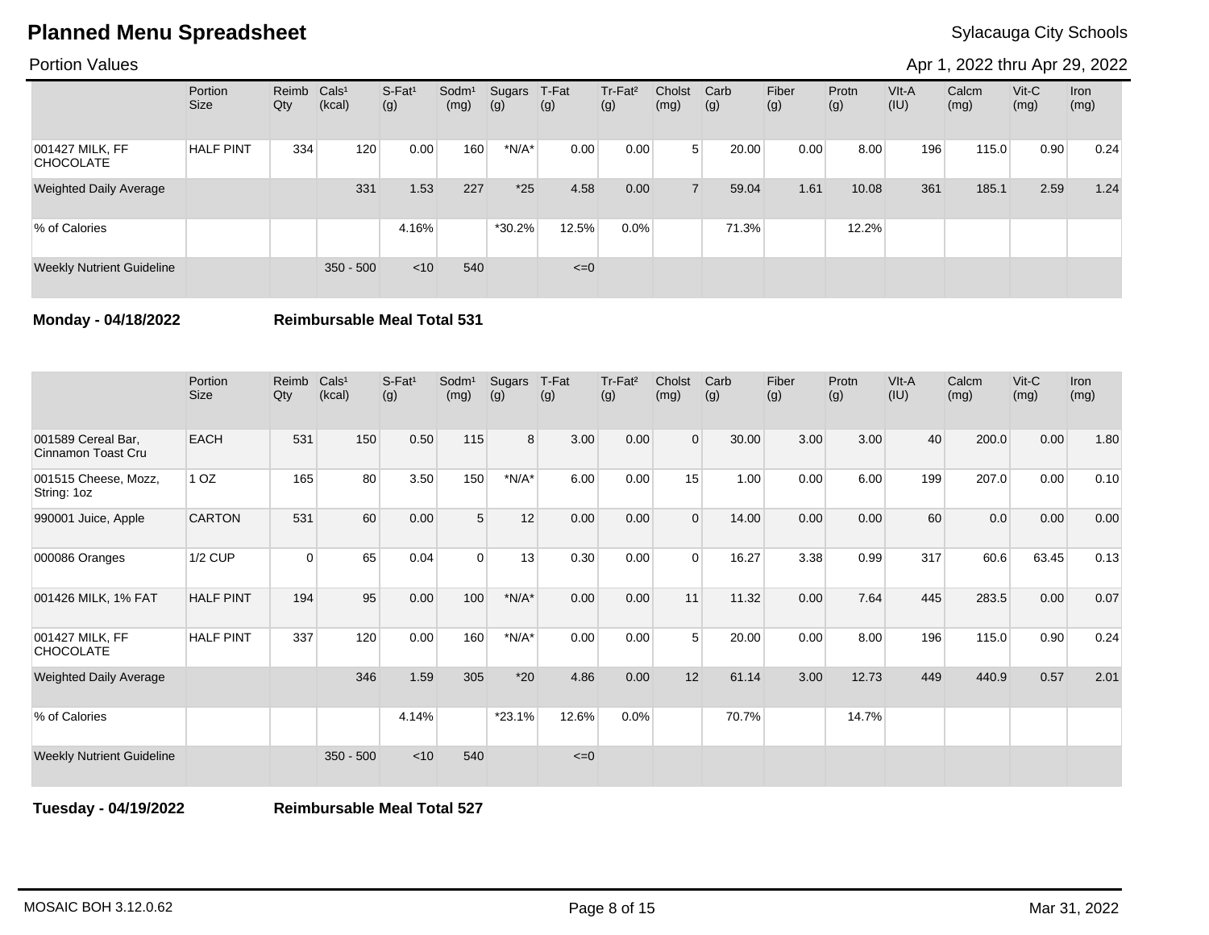# Planned Menu Spreadsheet

Sylacauga City Schools

Portion Values

Apr 1, 2022 thru Apr 29, 2022

| | Portion Size | Reimb Qty | Cals[1] (kcal) | S-Fat[1] (g) | Sodm[1] (mg) | Sugars (g) | T-Fat (g) | Tr-Fat[2] (g) | Cholst (mg) | Carb (g) | Fiber (g) | Protn (g) | VIt-A (IU) | Calcm (mg) | Vit-C (mg) | Iron (mg) |
|---|---|---|---|---|---|---|---|---|---|---|---|---|---|---|---|---|
| 001427 MILK, FF CHOCOLATE | HALF PINT | 334 | 120 | 0.00 | 160 | *N/A* | 0.00 | 0.00 | 5 | 20.00 | 0.00 | 8.00 | 196 | 115.0 | 0.90 | 0.24 |
| Weighted Daily Average | | | 331 | 1.53 | 227 | *25 | 4.58 | 0.00 | 7 | 59.04 | 1.61 | 10.08 | 361 | 185.1 | 2.59 | 1.24 |
| % of Calories | | | | 4.16% | | *30.2% | 12.5% | 0.0% | | 71.3% | | 12.2% | | | | |
| Weekly Nutrient Guideline | | | 350 - 500 | <10 | 540 | | <=0 | | | | | | | | | |

**Monday - 04/18/2022** **Reimbursable Meal Total 531**

| | Portion Size | Reimb Qty | Cals[1] (kcal) | S-Fat[1] (g) | Sodm[1] (mg) | Sugars (g) | T-Fat (g) | Tr-Fat[2] (g) | Cholst (mg) | Carb (g) | Fiber (g) | Protn (g) | VIt-A (IU) | Calcm (mg) | Vit-C (mg) | Iron (mg) |
|---|---|---|---|---|---|---|---|---|---|---|---|---|---|---|---|---|
| 001589 Cereal Bar, Cinnamon Toast Cru | EACH | 531 | 150 | 0.50 | 115 | 8 | 3.00 | 0.00 | 0 | 30.00 | 3.00 | 3.00 | 40 | 200.0 | 0.00 | 1.80 |
| 001515 Cheese, Mozz, String: 1oz | 1 OZ | 165 | 80 | 3.50 | 150 | *N/A* | 6.00 | 0.00 | 15 | 1.00 | 0.00 | 6.00 | 199 | 207.0 | 0.00 | 0.10 |
| 990001 Juice, Apple | CARTON | 531 | 60 | 0.00 | 5 | 12 | 0.00 | 0.00 | 0 | 14.00 | 0.00 | 0.00 | 60 | 0.0 | 0.00 | 0.00 |
| 000086 Oranges | 1/2 CUP | 0 | 65 | 0.04 | 0 | 13 | 0.30 | 0.00 | 0 | 16.27 | 3.38 | 0.99 | 317 | 60.6 | 63.45 | 0.13 |
| 001426 MILK, 1% FAT | HALF PINT | 194 | 95 | 0.00 | 100 | *N/A* | 0.00 | 0.00 | 11 | 11.32 | 0.00 | 7.64 | 445 | 283.5 | 0.00 | 0.07 |
| 001427 MILK, FF CHOCOLATE | HALF PINT | 337 | 120 | 0.00 | 160 | *N/A* | 0.00 | 0.00 | 5 | 20.00 | 0.00 | 8.00 | 196 | 115.0 | 0.90 | 0.24 |
| Weighted Daily Average | | | 346 | 1.59 | 305 | *20 | 4.86 | 0.00 | 12 | 61.14 | 3.00 | 12.73 | 449 | 440.9 | 0.57 | 2.01 |
| % of Calories | | | | 4.14% | | *23.1% | 12.6% | 0.0% | | 70.7% | | 14.7% | | | | |
| Weekly Nutrient Guideline | | | 350 - 500 | <10 | 540 | | <=0 | | | | | | | | | |

**Tuesday - 04/19/2022** **Reimbursable Meal Total 527**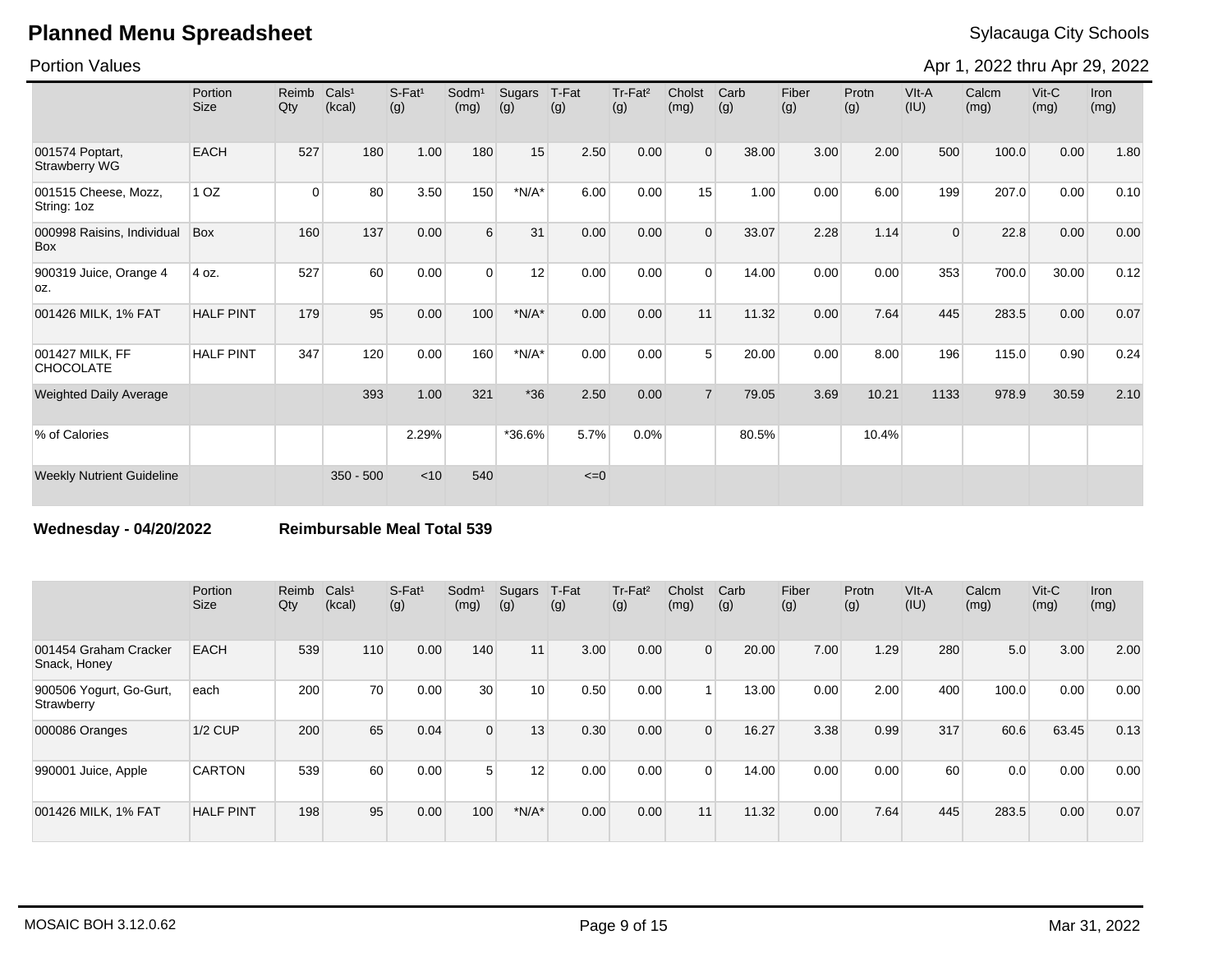# Planned Menu Spreadsheet

Sylacauga City Schools

Portion Values

Apr 1, 2022 thru Apr 29, 2022

| | Portion Size | Reimb Qty | Cals[1] (kcal) | S-Fat[1] (g) | Sodm[1] (mg) | Sugars (g) | T-Fat (g) | Tr-Fat[2] (g) | Cholst (mg) | Carb (g) | Fiber (g) | Protn (g) | VIt-A (IU) | Calcm (mg) | Vit-C (mg) | Iron (mg) |
|---|---|---|---|---|---|---|---|---|---|---|---|---|---|---|---|---|
| 001574 Poptart, Strawberry WG | EACH | 527 | 180 | 1.00 | 180 | 15 | 2.50 | 0.00 | 0 | 38.00 | 3.00 | 2.00 | 500 | 100.0 | 0.00 | 1.80 |
| 001515 Cheese, Mozz, String: 1oz | 1 OZ | 0 | 80 | 3.50 | 150 | *N/A* | 6.00 | 0.00 | 15 | 1.00 | 0.00 | 6.00 | 199 | 207.0 | 0.00 | 0.10 |
| 000998 Raisins, Individual Box | Box | 160 | 137 | 0.00 | 6 | 31 | 0.00 | 0.00 | 0 | 33.07 | 2.28 | 1.14 | 0 | 22.8 | 0.00 | 0.00 |
| 900319 Juice, Orange 4 oz. | 4 oz. | 527 | 60 | 0.00 | 0 | 12 | 0.00 | 0.00 | 0 | 14.00 | 0.00 | 0.00 | 353 | 700.0 | 30.00 | 0.12 |
| 001426 MILK, 1% FAT | HALF PINT | 179 | 95 | 0.00 | 100 | *N/A* | 0.00 | 0.00 | 11 | 11.32 | 0.00 | 7.64 | 445 | 283.5 | 0.00 | 0.07 |
| 001427 MILK, FF CHOCOLATE | HALF PINT | 347 | 120 | 0.00 | 160 | *N/A* | 0.00 | 0.00 | 5 | 20.00 | 0.00 | 8.00 | 196 | 115.0 | 0.90 | 0.24 |
| Weighted Daily Average | | | 393 | 1.00 | 321 | *36 | 2.50 | 0.00 | 7 | 79.05 | 3.69 | 10.21 | 1133 | 978.9 | 30.59 | 2.10 |
| % of Calories | | | | 2.29% | | *36.6% | 5.7% | 0.0% | | 80.5% | | 10.4% | | | | |
| Weekly Nutrient Guideline | | | 350 - 500 | <10 | 540 | | <=0 | | | | | | | | | |

**Wednesday - 04/20/2022** **Reimbursable Meal Total 539**

| | Portion Size | Reimb Qty | Cals[1] (kcal) | S-Fat[1] (g) | Sodm[1] (mg) | Sugars (g) | T-Fat (g) | Tr-Fat[2] (g) | Cholst (mg) | Carb (g) | Fiber (g) | Protn (g) | VIt-A (IU) | Calcm (mg) | Vit-C (mg) | Iron (mg) |
|---|---|---|---|---|---|---|---|---|---|---|---|---|---|---|---|---|
| 001454 Graham Cracker Snack, Honey | EACH | 539 | 110 | 0.00 | 140 | 11 | 3.00 | 0.00 | 0 | 20.00 | 7.00 | 1.29 | 280 | 5.0 | 3.00 | 2.00 |
| 900506 Yogurt, Go-Gurt, Strawberry | each | 200 | 70 | 0.00 | 30 | 10 | 0.50 | 0.00 | 1 | 13.00 | 0.00 | 2.00 | 400 | 100.0 | 0.00 | 0.00 |
| 000086 Oranges | 1/2 CUP | 200 | 65 | 0.04 | 0 | 13 | 0.30 | 0.00 | 0 | 16.27 | 3.38 | 0.99 | 317 | 60.6 | 63.45 | 0.13 |
| 990001 Juice, Apple | CARTON | 539 | 60 | 0.00 | 5 | 12 | 0.00 | 0.00 | 0 | 14.00 | 0.00 | 0.00 | 60 | 0.0 | 0.00 | 0.00 |
| 001426 MILK, 1% FAT | HALF PINT | 198 | 95 | 0.00 | 100 | *N/A* | 0.00 | 0.00 | 11 | 11.32 | 0.00 | 7.64 | 445 | 283.5 | 0.00 | 0.07 |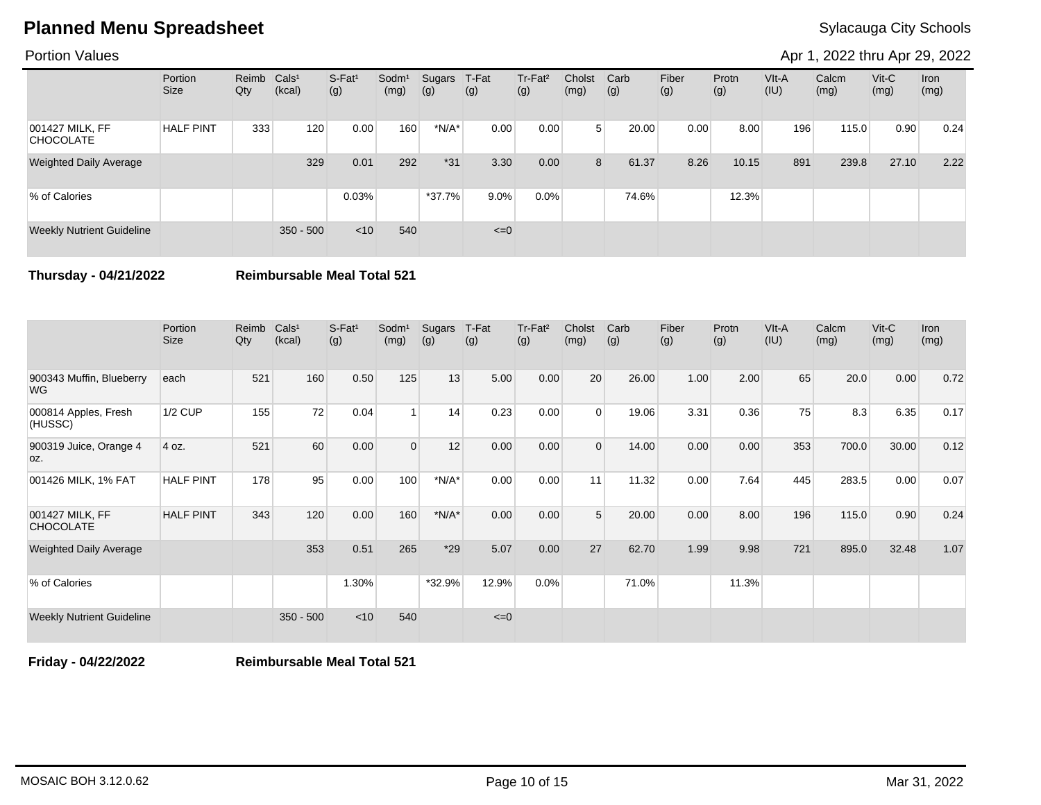# Planned Menu Spreadsheet

Sylacauga City Schools

Portion Values

Apr 1, 2022 thru Apr 29, 2022

| | Portion Size | Reimb Qty | Cals[1] (kcal) | S-Fat[1] (g) | Sodm[1] (mg) | Sugars (g) | T-Fat (g) | Tr-Fat[2] (g) | Cholst (mg) | Carb (g) | Fiber (g) | Protn (g) | VIt-A (IU) | Calcm (mg) | Vit-C (mg) | Iron (mg) |
|---|---|---|---|---|---|---|---|---|---|---|---|---|---|---|---|---|
| 001427 MILK, FF CHOCOLATE | HALF PINT | 333 | 120 | 0.00 | 160 | *N/A* | 0.00 | 0.00 | 5 | 20.00 | 0.00 | 8.00 | 196 | 115.0 | 0.90 | 0.24 |
| Weighted Daily Average | | | 329 | 0.01 | 292 | *31 | 3.30 | 0.00 | 8 | 61.37 | 8.26 | 10.15 | 891 | 239.8 | 27.10 | 2.22 |
| % of Calories | | | | 0.03% | | *37.7% | 9.0% | 0.0% | | 74.6% | | 12.3% | | | | |
| Weekly Nutrient Guideline | | | 350 - 500 | <10 | 540 | | <=0 | | | | | | | | | |

**Thursday - 04/21/2022** **Reimbursable Meal Total 521**

| | Portion Size | Reimb Qty | Cals[1] (kcal) | S-Fat[1] (g) | Sodm[1] (mg) | Sugars (g) | T-Fat (g) | Tr-Fat[2] (g) | Cholst (mg) | Carb (g) | Fiber (g) | Protn (g) | VIt-A (IU) | Calcm (mg) | Vit-C (mg) | Iron (mg) |
|---|---|---|---|---|---|---|---|---|---|---|---|---|---|---|---|---|
| 900343 Muffin, Blueberry WG | each | 521 | 160 | 0.50 | 125 | 13 | 5.00 | 0.00 | 20 | 26.00 | 1.00 | 2.00 | 65 | 20.0 | 0.00 | 0.72 |
| 000814 Apples, Fresh (HUSSC) | 1/2 CUP | 155 | 72 | 0.04 | 1 | 14 | 0.23 | 0.00 | 0 | 19.06 | 3.31 | 0.36 | 75 | 8.3 | 6.35 | 0.17 |
| 900319 Juice, Orange 4 oz. | 4 oz. | 521 | 60 | 0.00 | 0 | 12 | 0.00 | 0.00 | 0 | 14.00 | 0.00 | 0.00 | 353 | 700.0 | 30.00 | 0.12 |
| 001426 MILK, 1% FAT | HALF PINT | 178 | 95 | 0.00 | 100 | *N/A* | 0.00 | 0.00 | 11 | 11.32 | 0.00 | 7.64 | 445 | 283.5 | 0.00 | 0.07 |
| 001427 MILK, FF CHOCOLATE | HALF PINT | 343 | 120 | 0.00 | 160 | *N/A* | 0.00 | 0.00 | 5 | 20.00 | 0.00 | 8.00 | 196 | 115.0 | 0.90 | 0.24 |
| Weighted Daily Average | | | 353 | 0.51 | 265 | *29 | 5.07 | 0.00 | 27 | 62.70 | 1.99 | 9.98 | 721 | 895.0 | 32.48 | 1.07 |
| % of Calories | | | | 1.30% | | *32.9% | 12.9% | 0.0% | | 71.0% | | 11.3% | | | | |
| Weekly Nutrient Guideline | | | 350 - 500 | <10 | 540 | | <=0 | | | | | | | | | |

**Friday - 04/22/2022** **Reimbursable Meal Total 521**

MOSAIC BOH 3.12.0.62

Mar 31, 2022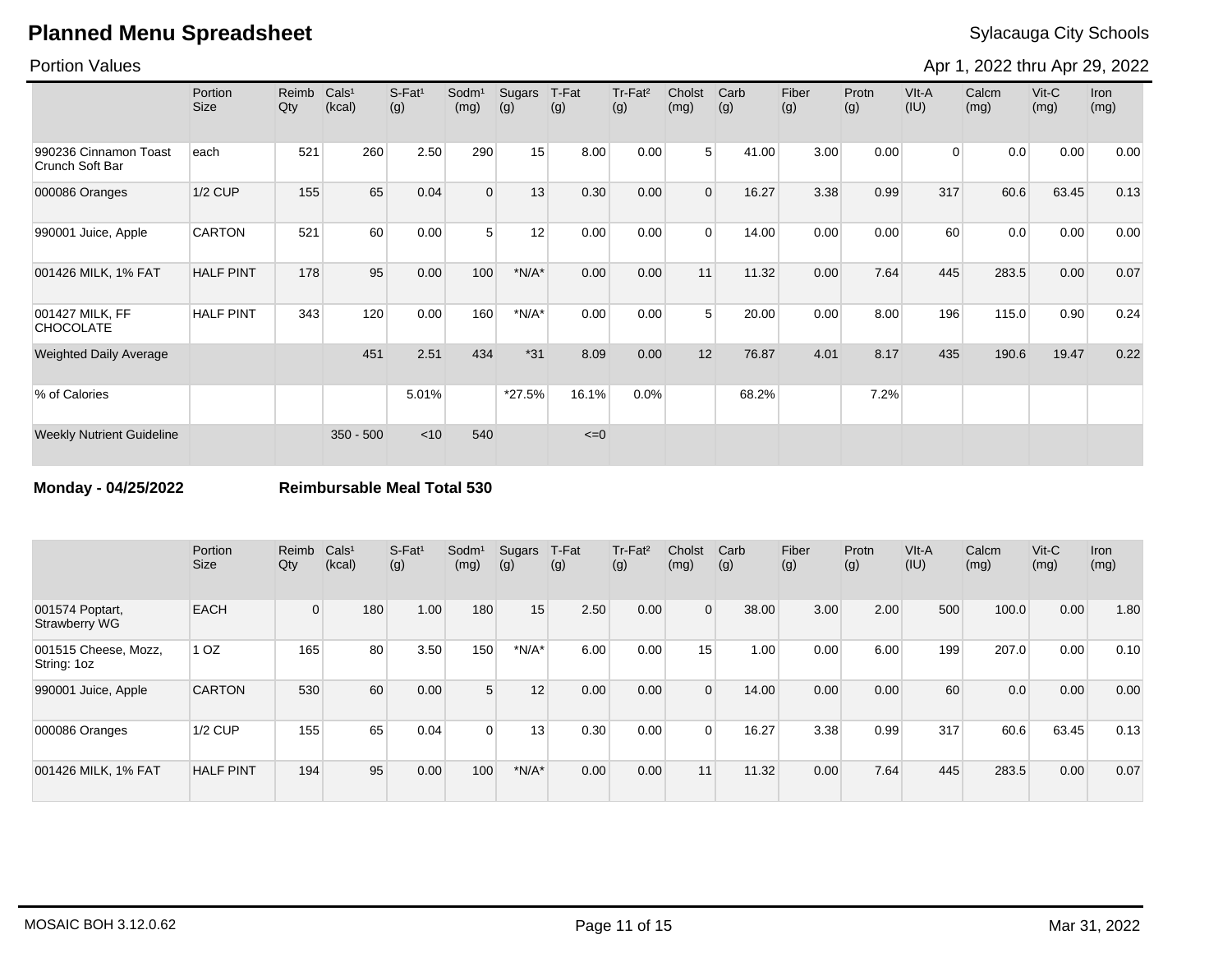# Planned Menu Spreadsheet

Sylacauga City Schools

Portion Values

Apr 1, 2022 thru Apr 29, 2022

| | Portion Size | Reimb Qty | Cals¹ (kcal) | S-Fat¹ (g) | Sodm¹ (mg) | Sugars (g) | T-Fat (g) | Tr-Fat² (g) | Cholst (mg) | Carb (g) | Fiber (g) | Protn (g) | VIt-A (IU) | Calcm (mg) | Vit-C (mg) | Iron (mg) |
|---|---|---|---|---|---|---|---|---|---|---|---|---|---|---|---|---|
| 990236 Cinnamon Toast Crunch Soft Bar | each | 521 | 260 | 2.50 | 290 | 15 | 8.00 | 0.00 | 5 | 41.00 | 3.00 | 0.00 | 0 | 0.0 | 0.00 | 0.00 |
| 000086 Oranges | 1/2 CUP | 155 | 65 | 0.04 | 0 | 13 | 0.30 | 0.00 | 0 | 16.27 | 3.38 | 0.99 | 317 | 60.6 | 63.45 | 0.13 |
| 990001 Juice, Apple | CARTON | 521 | 60 | 0.00 | 5 | 12 | 0.00 | 0.00 | 0 | 14.00 | 0.00 | 0.00 | 60 | 0.0 | 0.00 | 0.00 |
| 001426 MILK, 1% FAT | HALF PINT | 178 | 95 | 0.00 | 100 | *N/A* | 0.00 | 0.00 | 11 | 11.32 | 0.00 | 7.64 | 445 | 283.5 | 0.00 | 0.07 |
| 001427 MILK, FF CHOCOLATE | HALF PINT | 343 | 120 | 0.00 | 160 | *N/A* | 0.00 | 0.00 | 5 | 20.00 | 0.00 | 8.00 | 196 | 115.0 | 0.90 | 0.24 |
| Weighted Daily Average | | | 451 | 2.51 | 434 | *31 | 8.09 | 0.00 | 12 | 76.87 | 4.01 | 8.17 | 435 | 190.6 | 19.47 | 0.22 |
| % of Calories | | | | 5.01% | | *27.5% | 16.1% | 0.0% | | 68.2% | | 7.2% | | | | |
| Weekly Nutrient Guideline | | | 350 - 500 | <10 | 540 | | <=0 | | | | | | | | | |

**Monday - 04/25/2022** **Reimbursable Meal Total 530**

| | Portion Size | Reimb Qty | Cals¹ (kcal) | S-Fat¹ (g) | Sodm¹ (mg) | Sugars (g) | T-Fat (g) | Tr-Fat² (g) | Cholst (mg) | Carb (g) | Fiber (g) | Protn (g) | VIt-A (IU) | Calcm (mg) | Vit-C (mg) | Iron (mg) |
|---|---|---|---|---|---|---|---|---|---|---|---|---|---|---|---|---|
| 001574 Poptart, Strawberry WG | EACH | 0 | 180 | 1.00 | 180 | 15 | 2.50 | 0.00 | 0 | 38.00 | 3.00 | 2.00 | 500 | 100.0 | 0.00 | 1.80 |
| 001515 Cheese, Mozz, String: 1oz | 1 OZ | 165 | 80 | 3.50 | 150 | *N/A* | 6.00 | 0.00 | 15 | 1.00 | 0.00 | 6.00 | 199 | 207.0 | 0.00 | 0.10 |
| 990001 Juice, Apple | CARTON | 530 | 60 | 0.00 | 5 | 12 | 0.00 | 0.00 | 0 | 14.00 | 0.00 | 0.00 | 60 | 0.0 | 0.00 | 0.00 |
| 000086 Oranges | 1/2 CUP | 155 | 65 | 0.04 | 0 | 13 | 0.30 | 0.00 | 0 | 16.27 | 3.38 | 0.99 | 317 | 60.6 | 63.45 | 0.13 |
| 001426 MILK, 1% FAT | HALF PINT | 194 | 95 | 0.00 | 100 | *N/A* | 0.00 | 0.00 | 11 | 11.32 | 0.00 | 7.64 | 445 | 283.5 | 0.00 | 0.07 |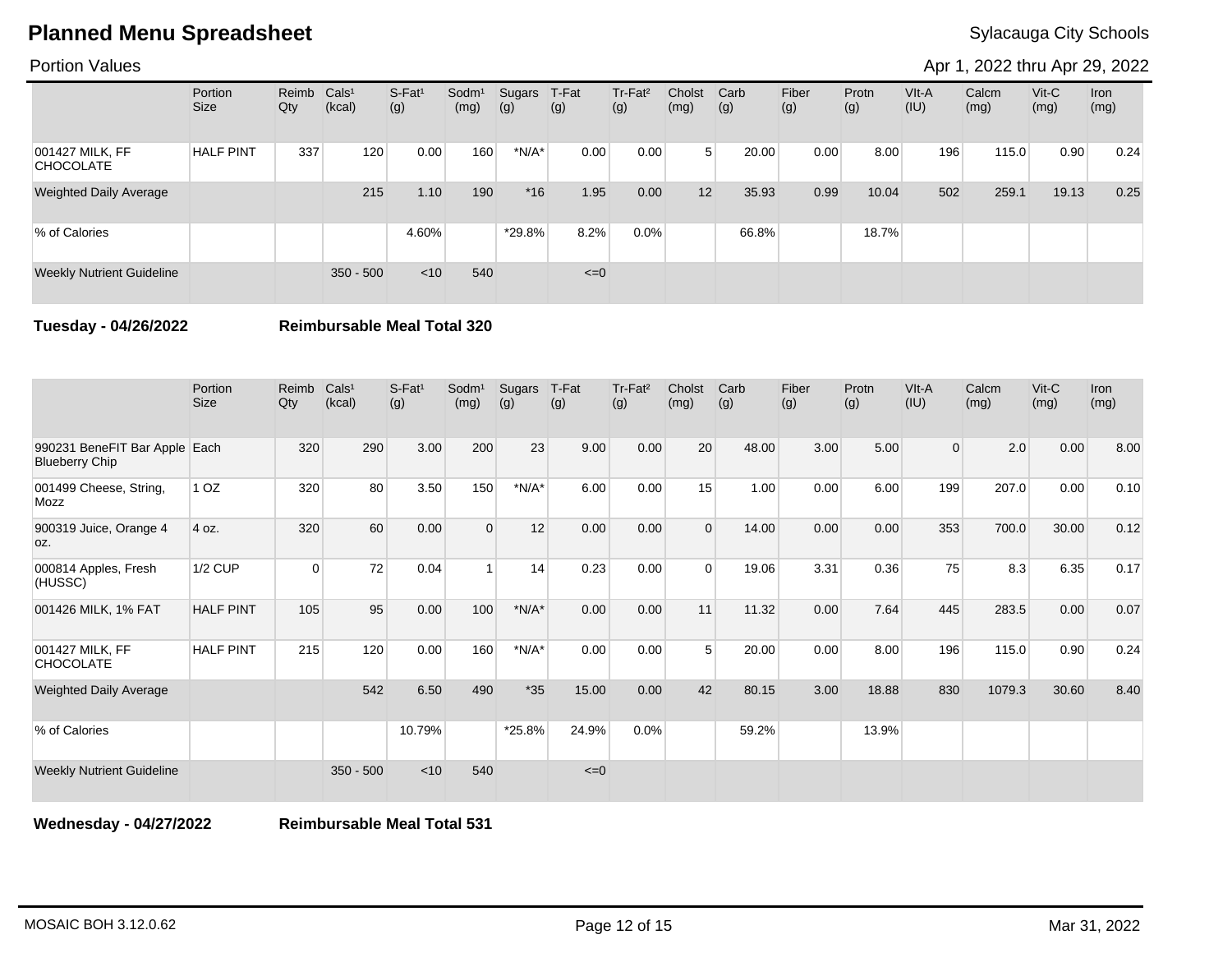# Planned Menu Spreadsheet

Sylacauga City Schools

Portion Values

Apr 1, 2022 thru Apr 29, 2022

| | Portion Size | Reimb Qty | Cals[1] (kcal) | S-Fat[1] (g) | Sodm[1] (mg) | Sugars (g) | T-Fat (g) | Tr-Fat[2] (g) | Cholst (mg) | Carb (g) | Fiber (g) | Protn (g) | VIt-A (IU) | Calcm (mg) | Vit-C (mg) | Iron (mg) |
|---|---|---|---|---|---|---|---|---|---|---|---|---|---|---|---|---|
| 001427 MILK, FF CHOCOLATE | HALF PINT | 337 | 120 | 0.00 | 160 | *N/A* | 0.00 | 0.00 | 5 | 20.00 | 0.00 | 8.00 | 196 | 115.0 | 0.90 | 0.24 |
| Weighted Daily Average | | | 215 | 1.10 | 190 | *16 | 1.95 | 0.00 | 12 | 35.93 | 0.99 | 10.04 | 502 | 259.1 | 19.13 | 0.25 |
| % of Calories | | | | 4.60% | | *29.8% | 8.2% | 0.0% | | 66.8% | | 18.7% | | | | |
| Weekly Nutrient Guideline | | | 350 - 500 | <10 | 540 | | <=0 | | | | | | | | | |

**Tuesday - 04/26/2022** **Reimbursable Meal Total 320**

| | Portion Size | Reimb Qty | Cals[1] (kcal) | S-Fat[1] (g) | Sodm[1] (mg) | Sugars (g) | T-Fat (g) | Tr-Fat[2] (g) | Cholst (mg) | Carb (g) | Fiber (g) | Protn (g) | VIt-A (IU) | Calcm (mg) | Vit-C (mg) | Iron (mg) |
|---|---|---|---|---|---|---|---|---|---|---|---|---|---|---|---|---|
| 990231 BeneFIT Bar Apple Blueberry Chip | Each | 320 | 290 | 3.00 | 200 | 23 | 9.00 | 0.00 | 20 | 48.00 | 3.00 | 5.00 | 0 | 2.0 | 0.00 | 8.00 |
| 001499 Cheese, String, Mozz | 1 OZ | 320 | 80 | 3.50 | 150 | *N/A* | 6.00 | 0.00 | 15 | 1.00 | 0.00 | 6.00 | 199 | 207.0 | 0.00 | 0.10 |
| 900319 Juice, Orange 4 oz. | 4 oz. | 320 | 60 | 0.00 | 0 | 12 | 0.00 | 0.00 | 0 | 14.00 | 0.00 | 0.00 | 353 | 700.0 | 30.00 | 0.12 |
| 000814 Apples, Fresh (HUSSC) | 1/2 CUP | 0 | 72 | 0.04 | 1 | 14 | 0.23 | 0.00 | 0 | 19.06 | 3.31 | 0.36 | 75 | 8.3 | 6.35 | 0.17 |
| 001426 MILK, 1% FAT | HALF PINT | 105 | 95 | 0.00 | 100 | *N/A* | 0.00 | 0.00 | 11 | 11.32 | 0.00 | 7.64 | 445 | 283.5 | 0.00 | 0.07 |
| 001427 MILK, FF CHOCOLATE | HALF PINT | 215 | 120 | 0.00 | 160 | *N/A* | 0.00 | 0.00 | 5 | 20.00 | 0.00 | 8.00 | 196 | 115.0 | 0.90 | 0.24 |
| Weighted Daily Average | | | 542 | 6.50 | 490 | *35 | 15.00 | 0.00 | 42 | 80.15 | 3.00 | 18.88 | 830 | 1079.3 | 30.60 | 8.40 |
| % of Calories | | | | 10.79% | | *25.8% | 24.9% | 0.0% | | 59.2% | | 13.9% | | | | |
| Weekly Nutrient Guideline | | | 350 - 500 | <10 | 540 | | <=0 | | | | | | | | | |

**Wednesday - 04/27/2022** **Reimbursable Meal Total 531**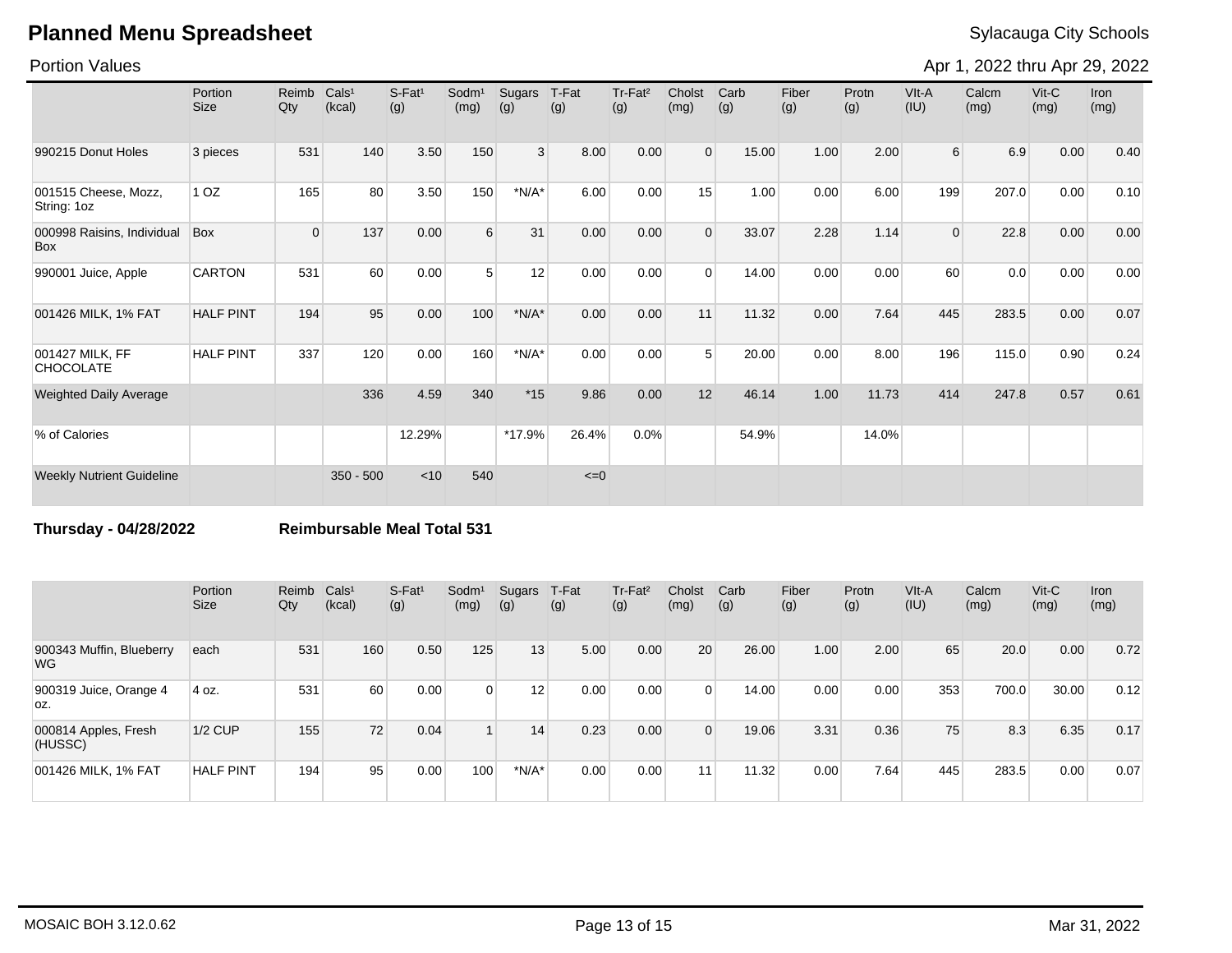# Planned Menu Spreadsheet

Sylacauga City Schools

Portion Values

Apr 1, 2022 thru Apr 29, 2022

| | Portion Size | Reimb Qty | Cals[1] (kcal) | S-Fat[1] (g) | Sodm[1] (mg) | Sugars (g) | T-Fat (g) | Tr-Fat[2] (g) | Cholst (mg) | Carb (g) | Fiber (g) | Protn (g) | VIt-A (IU) | Calcm (mg) | Vit-C (mg) | Iron (mg) |
|---|---|---|---|---|---|---|---|---|---|---|---|---|---|---|---|---|
| 990215 Donut Holes | 3 pieces | 531 | 140 | 3.50 | 150 | 3 | 8.00 | 0.00 | 0 | 15.00 | 1.00 | 2.00 | 6 | 6.9 | 0.00 | 0.40 |
| 001515 Cheese, Mozz, String: 1oz | 1 OZ | 165 | 80 | 3.50 | 150 | *N/A* | 6.00 | 0.00 | 15 | 1.00 | 0.00 | 6.00 | 199 | 207.0 | 0.00 | 0.10 |
| 000998 Raisins, Individual Box | Box | 0 | 137 | 0.00 | 6 | 31 | 0.00 | 0.00 | 0 | 33.07 | 2.28 | 1.14 | 0 | 22.8 | 0.00 | 0.00 |
| 990001 Juice, Apple | CARTON | 531 | 60 | 0.00 | 5 | 12 | 0.00 | 0.00 | 0 | 14.00 | 0.00 | 0.00 | 60 | 0.0 | 0.00 | 0.00 |
| 001426 MILK, 1% FAT | HALF PINT | 194 | 95 | 0.00 | 100 | *N/A* | 0.00 | 0.00 | 11 | 11.32 | 0.00 | 7.64 | 445 | 283.5 | 0.00 | 0.07 |
| 001427 MILK, FF CHOCOLATE | HALF PINT | 337 | 120 | 0.00 | 160 | *N/A* | 0.00 | 0.00 | 5 | 20.00 | 0.00 | 8.00 | 196 | 115.0 | 0.90 | 0.24 |
| Weighted Daily Average | | | 336 | 4.59 | 340 | *15 | 9.86 | 0.00 | 12 | 46.14 | 1.00 | 11.73 | 414 | 247.8 | 0.57 | 0.61 |
| % of Calories | | | | 12.29% | | *17.9% | 26.4% | 0.0% | | 54.9% | | 14.0% | | | | |
| Weekly Nutrient Guideline | | | 350 - 500 | <10 | 540 | | <=0 | | | | | | | | | |

**Thursday - 04/28/2022** **Reimbursable Meal Total 531**

| | Portion Size | Reimb Qty | Cals[1] (kcal) | S-Fat[1] (g) | Sodm[1] (mg) | Sugars (g) | T-Fat (g) | Tr-Fat[2] (g) | Cholst (mg) | Carb (g) | Fiber (g) | Protn (g) | VIt-A (IU) | Calcm (mg) | Vit-C (mg) | Iron (mg) |
|---|---|---|---|---|---|---|---|---|---|---|---|---|---|---|---|---|
| 900343 Muffin, Blueberry WG | each | 531 | 160 | 0.50 | 125 | 13 | 5.00 | 0.00 | 20 | 26.00 | 1.00 | 2.00 | 65 | 20.0 | 0.00 | 0.72 |
| 900319 Juice, Orange 4 oz. | 4 oz. | 531 | 60 | 0.00 | 0 | 12 | 0.00 | 0.00 | 0 | 14.00 | 0.00 | 0.00 | 353 | 700.0 | 30.00 | 0.12 |
| 000814 Apples, Fresh (HUSSC) | 1/2 CUP | 155 | 72 | 0.04 | 1 | 14 | 0.23 | 0.00 | 0 | 19.06 | 3.31 | 0.36 | 75 | 8.3 | 6.35 | 0.17 |
| 001426 MILK, 1% FAT | HALF PINT | 194 | 95 | 0.00 | 100 | *N/A* | 0.00 | 0.00 | 11 | 11.32 | 0.00 | 7.64 | 445 | 283.5 | 0.00 | 0.07 |

MOSAIC BOH 3.12.0.62

Mar 31, 2022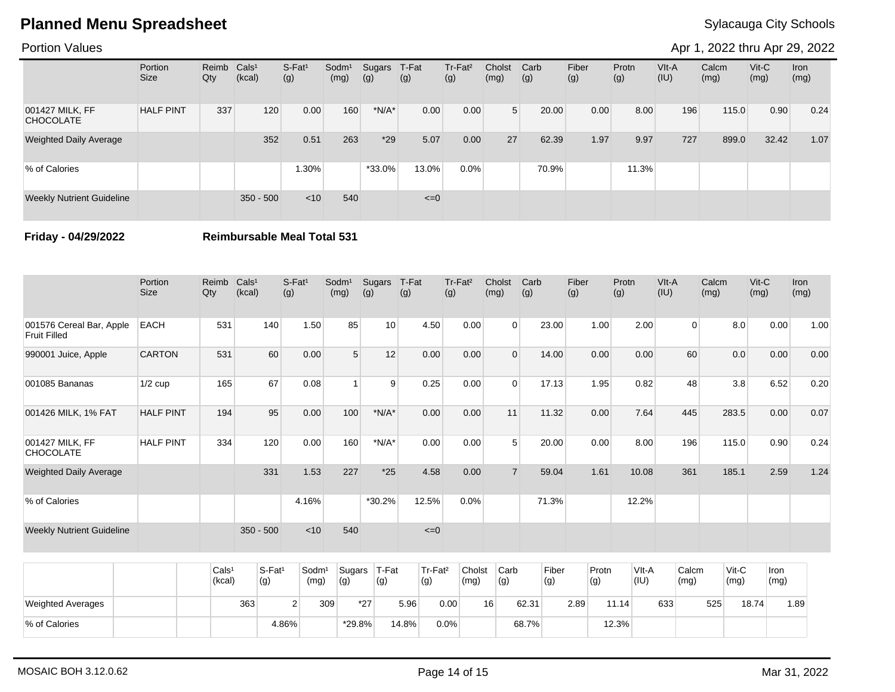**Planned Menu Spreadsheet** — Sylacauga City Schools

Portion Values — Apr 1, 2022 thru Apr 29, 2022

| | Portion Size | Reimb Qty | Cals[1] (kcal) | S-Fat[1] (g) | Sodm[1] (mg) | Sugars (g) | T-Fat (g) | Tr-Fat[2] (g) | Cholst (mg) | Carb (g) | Fiber (g) | Protn (g) | Vlt-A (IU) | Calcm (mg) | Vit-C (mg) | Iron (mg) |
|---|---|---|---|---|---|---|---|---|---|---|---|---|---|---|---|---|
| 001427 MILK, FF CHOCOLATE | HALF PINT | 337 | 120 | 0.00 | 160 | *N/A* | 0.00 | 0.00 | 5 | 20.00 | 0.00 | 8.00 | 196 | 115.0 | 0.90 | 0.24 |
| Weighted Daily Average | | | 352 | 0.51 | 263 | *29 | 5.07 | 0.00 | 27 | 62.39 | 1.97 | 9.97 | 727 | 899.0 | 32.42 | 1.07 |
| % of Calories | | | | 1.30% | | *33.0% | 13.0% | 0.0% | | 70.9% | | 11.3% | | | | |
| Weekly Nutrient Guideline | | | 350 - 500 | <10 | 540 | | <=0 | | | | | | | | | |

**Friday - 04/29/2022** **Reimbursable Meal Total 531**

| | Portion Size | Reimb Qty | Cals[1] (kcal) | S-Fat[1] (g) | Sodm[1] (mg) | Sugars (g) | T-Fat (g) | Tr-Fat[2] (g) | Cholst (mg) | Carb (g) | Fiber (g) | Protn (g) | Vlt-A (IU) | Calcm (mg) | Vit-C (mg) | Iron (mg) |
|---|---|---|---|---|---|---|---|---|---|---|---|---|---|---|---|---|
| 001576 Cereal Bar, Apple Fruit Filled | EACH | 531 | 140 | 1.50 | 85 | 10 | 4.50 | 0.00 | 0 | 23.00 | 1.00 | 2.00 | 0 | 8.0 | 0.00 | 1.00 |
| 990001 Juice, Apple | CARTON | 531 | 60 | 0.00 | 5 | 12 | 0.00 | 0.00 | 0 | 14.00 | 0.00 | 0.00 | 60 | 0.0 | 0.00 | 0.00 |
| 001085 Bananas | 1/2 cup | 165 | 67 | 0.08 | 1 | 9 | 0.25 | 0.00 | 0 | 17.13 | 1.95 | 0.82 | 48 | 3.8 | 6.52 | 0.20 |
| 001426 MILK, 1% FAT | HALF PINT | 194 | 95 | 0.00 | 100 | *N/A* | 0.00 | 0.00 | 11 | 11.32 | 0.00 | 7.64 | 445 | 283.5 | 0.00 | 0.07 |
| 001427 MILK, FF CHOCOLATE | HALF PINT | 334 | 120 | 0.00 | 160 | *N/A* | 0.00 | 0.00 | 5 | 20.00 | 0.00 | 8.00 | 196 | 115.0 | 0.90 | 0.24 |
| Weighted Daily Average | | | 331 | 1.53 | 227 | *25 | 4.58 | 0.00 | 7 | 59.04 | 1.61 | 10.08 | 361 | 185.1 | 2.59 | 1.24 |
| % of Calories | | | | 4.16% | | *30.2% | 12.5% | 0.0% | | 71.3% | | 12.2% | | | | |
| Weekly Nutrient Guideline | | | 350 - 500 | <10 | 540 | | <=0 | | | | | | | | | |

| | | | Cals[1] (kcal) | S-Fat[1] (g) | Sodm[1] (mg) | Sugars (g) | T-Fat (g) | Tr-Fat[2] (g) | Cholst (mg) | Carb (g) | Fiber (g) | Protn (g) | Vlt-A (IU) | Calcm (mg) | Vit-C (mg) | Iron (mg) |
|---|---|---|---|---|---|---|---|---|---|---|---|---|---|---|---|---|
| Weighted Averages | | | 363 | 2 | 309 | *27 | 5.96 | 0.00 | 16 | 62.31 | 2.89 | 11.14 | 633 | 525 | 18.74 | 1.89 |
| % of Calories | | | | 4.86% | | *29.8% | 14.8% | 0.0% | | 68.7% | | 12.3% | | | | |

MOSAIC BOH 3.12.0.62 — Mar 31, 2022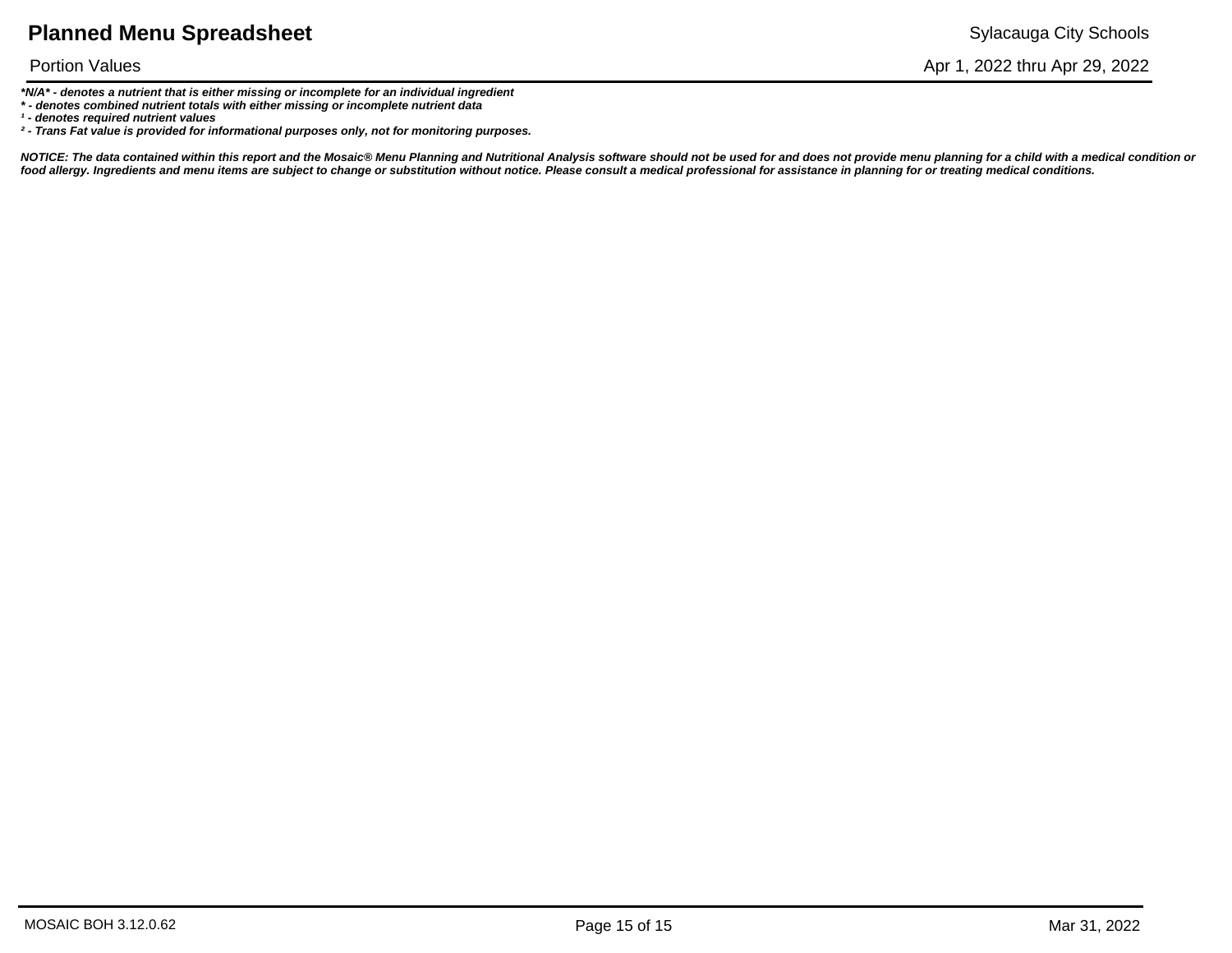*\*N/A\* - denotes a nutrient that is either missing or incomplete for an individual ingredient*
*\* - denotes combined nutrient totals with either missing or incomplete nutrient data*
*¹ - denotes required nutrient values*
*² - Trans Fat value is provided for informational purposes only, not for monitoring purposes.*

*NOTICE: The data contained within this report and the Mosaic® Menu Planning and Nutritional Analysis software should not be used for and does not provide menu planning for a child with a medical condition or food allergy. Ingredients and menu items are subject to change or substitution without notice. Please consult a medical professional for assistance in planning for or treating medical conditions.*